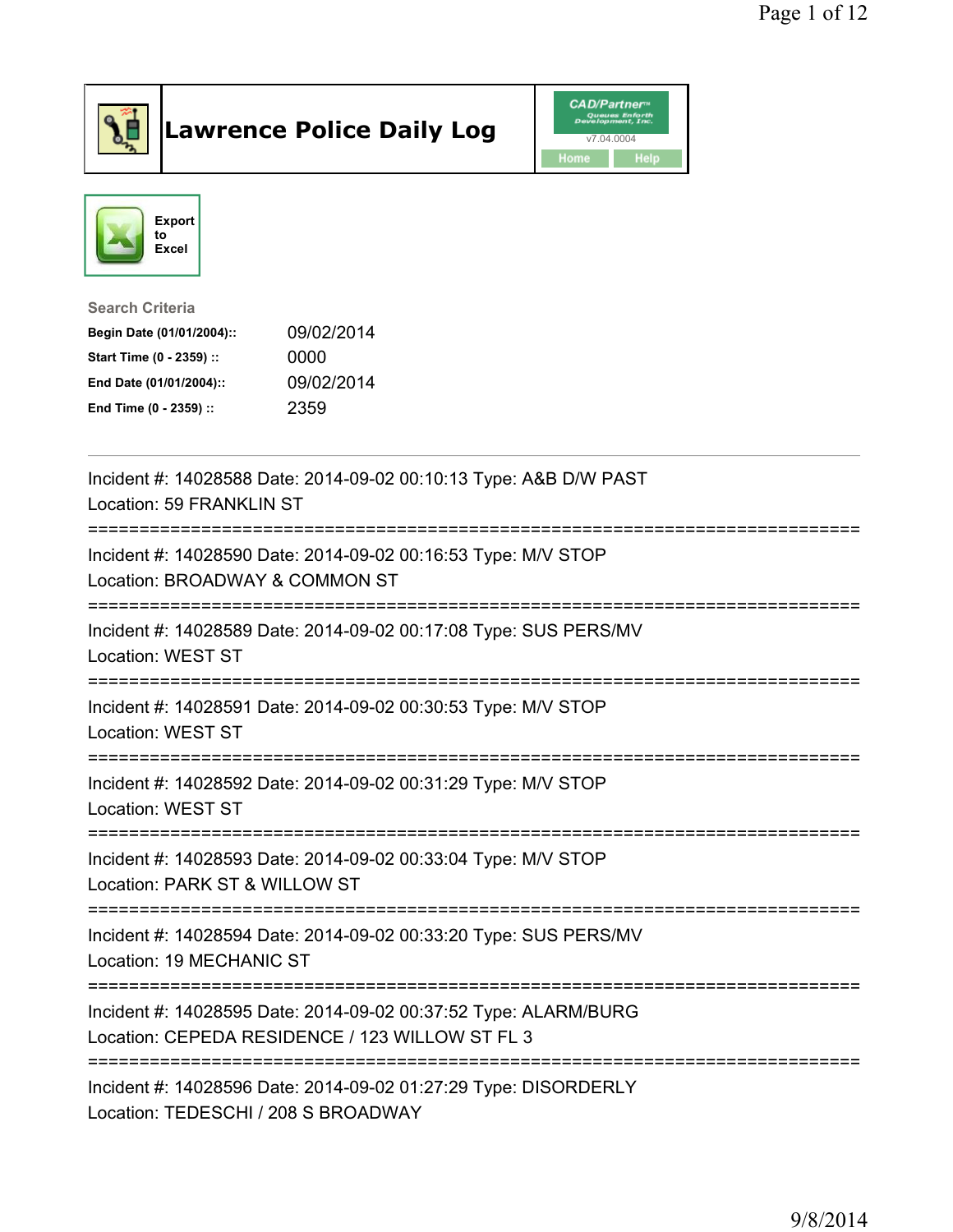# Lawrence Police Daily Log

CAD/Partner™ Queues Enforth Development, Inc.
v7.04.0004

Home | Help

Export to Excel

**Search Criteria**

| | |
|---|---|
| **Begin Date (01/01/2004)::** | 09/02/2014 |
| **Start Time (0 - 2359) ::** | 0000 |
| **End Date (01/01/2004)::** | 09/02/2014 |
| **End Time (0 - 2359) ::** | 2359 |

---

Incident #: 14028588 Date: 2014-09-02 00:10:13 Type: A&B D/W PAST
Location: 59 FRANKLIN ST

===========================================================================

Incident #: 14028590 Date: 2014-09-02 00:16:53 Type: M/V STOP
Location: BROADWAY & COMMON ST

===========================================================================

Incident #: 14028589 Date: 2014-09-02 00:17:08 Type: SUS PERS/MV
Location: WEST ST

===========================================================================

Incident #: 14028591 Date: 2014-09-02 00:30:53 Type: M/V STOP
Location: WEST ST

===========================================================================

Incident #: 14028592 Date: 2014-09-02 00:31:29 Type: M/V STOP
Location: WEST ST

===========================================================================

Incident #: 14028593 Date: 2014-09-02 00:33:04 Type: M/V STOP
Location: PARK ST & WILLOW ST

===========================================================================

Incident #: 14028594 Date: 2014-09-02 00:33:20 Type: SUS PERS/MV
Location: 19 MECHANIC ST

===========================================================================

Incident #: 14028595 Date: 2014-09-02 00:37:52 Type: ALARM/BURG
Location: CEPEDA RESIDENCE / 123 WILLOW ST FL 3

===========================================================================

Incident #: 14028596 Date: 2014-09-02 01:27:29 Type: DISORDERLY
Location: TEDESCHI / 208 S BROADWAY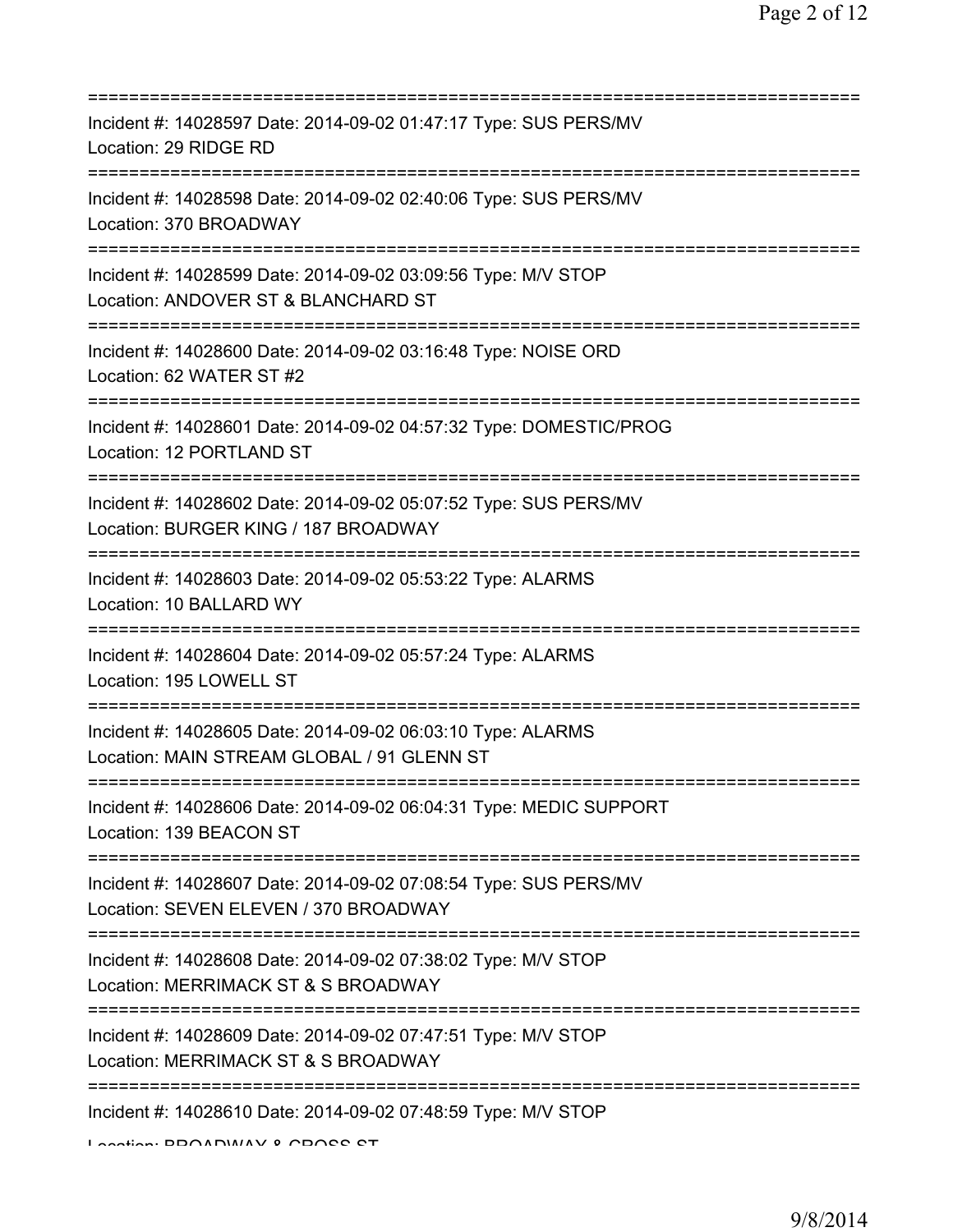===========================================================================

Incident #: 14028597 Date: 2014-09-02 01:47:17 Type: SUS PERS/MV
Location: 29 RIDGE RD

===========================================================================

Incident #: 14028598 Date: 2014-09-02 02:40:06 Type: SUS PERS/MV
Location: 370 BROADWAY

===========================================================================

Incident #: 14028599 Date: 2014-09-02 03:09:56 Type: M/V STOP
Location: ANDOVER ST & BLANCHARD ST

===========================================================================

Incident #: 14028600 Date: 2014-09-02 03:16:48 Type: NOISE ORD
Location: 62 WATER ST #2

===========================================================================

Incident #: 14028601 Date: 2014-09-02 04:57:32 Type: DOMESTIC/PROG
Location: 12 PORTLAND ST

===========================================================================

Incident #: 14028602 Date: 2014-09-02 05:07:52 Type: SUS PERS/MV
Location: BURGER KING / 187 BROADWAY

===========================================================================

Incident #: 14028603 Date: 2014-09-02 05:53:22 Type: ALARMS
Location: 10 BALLARD WY

===========================================================================

Incident #: 14028604 Date: 2014-09-02 05:57:24 Type: ALARMS
Location: 195 LOWELL ST

===========================================================================

Incident #: 14028605 Date: 2014-09-02 06:03:10 Type: ALARMS
Location: MAIN STREAM GLOBAL / 91 GLENN ST

===========================================================================

Incident #: 14028606 Date: 2014-09-02 06:04:31 Type: MEDIC SUPPORT
Location: 139 BEACON ST

===========================================================================

Incident #: 14028607 Date: 2014-09-02 07:08:54 Type: SUS PERS/MV
Location: SEVEN ELEVEN / 370 BROADWAY

===========================================================================

Incident #: 14028608 Date: 2014-09-02 07:38:02 Type: M/V STOP
Location: MERRIMACK ST & S BROADWAY

===========================================================================

Incident #: 14028609 Date: 2014-09-02 07:47:51 Type: M/V STOP
Location: MERRIMACK ST & S BROADWAY

===========================================================================

Incident #: 14028610 Date: 2014-09-02 07:48:59 Type: M/V STOP
Location: BROADWAY & CROSS ST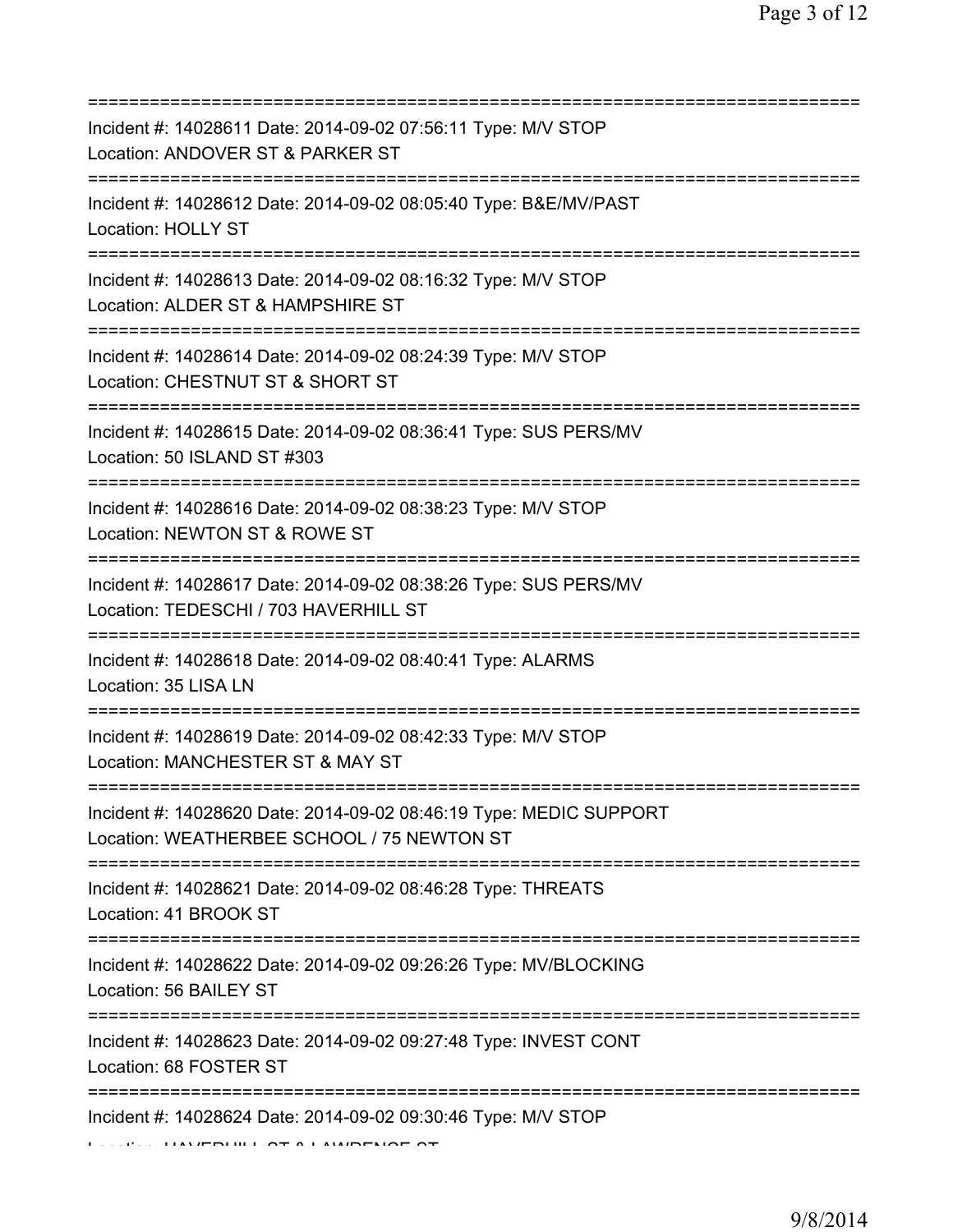===========================================================================

Incident #: 14028611 Date: 2014-09-02 07:56:11 Type: M/V STOP
Location: ANDOVER ST & PARKER ST

===========================================================================

Incident #: 14028612 Date: 2014-09-02 08:05:40 Type: B&E/MV/PAST
Location: HOLLY ST

===========================================================================

Incident #: 14028613 Date: 2014-09-02 08:16:32 Type: M/V STOP
Location: ALDER ST & HAMPSHIRE ST

===========================================================================

Incident #: 14028614 Date: 2014-09-02 08:24:39 Type: M/V STOP
Location: CHESTNUT ST & SHORT ST

===========================================================================

Incident #: 14028615 Date: 2014-09-02 08:36:41 Type: SUS PERS/MV
Location: 50 ISLAND ST #303

===========================================================================

Incident #: 14028616 Date: 2014-09-02 08:38:23 Type: M/V STOP
Location: NEWTON ST & ROWE ST

===========================================================================

Incident #: 14028617 Date: 2014-09-02 08:38:26 Type: SUS PERS/MV
Location: TEDESCHI / 703 HAVERHILL ST

===========================================================================

Incident #: 14028618 Date: 2014-09-02 08:40:41 Type: ALARMS
Location: 35 LISA LN

===========================================================================

Incident #: 14028619 Date: 2014-09-02 08:42:33 Type: M/V STOP
Location: MANCHESTER ST & MAY ST

===========================================================================

Incident #: 14028620 Date: 2014-09-02 08:46:19 Type: MEDIC SUPPORT
Location: WEATHERBEE SCHOOL / 75 NEWTON ST

===========================================================================

Incident #: 14028621 Date: 2014-09-02 08:46:28 Type: THREATS
Location: 41 BROOK ST

===========================================================================

Incident #: 14028622 Date: 2014-09-02 09:26:26 Type: MV/BLOCKING
Location: 56 BAILEY ST

===========================================================================

Incident #: 14028623 Date: 2014-09-02 09:27:48 Type: INVEST CONT
Location: 68 FOSTER ST

===========================================================================

Incident #: 14028624 Date: 2014-09-02 09:30:46 Type: M/V STOP
Location: HAVERHILL ST & LAWRENCE ST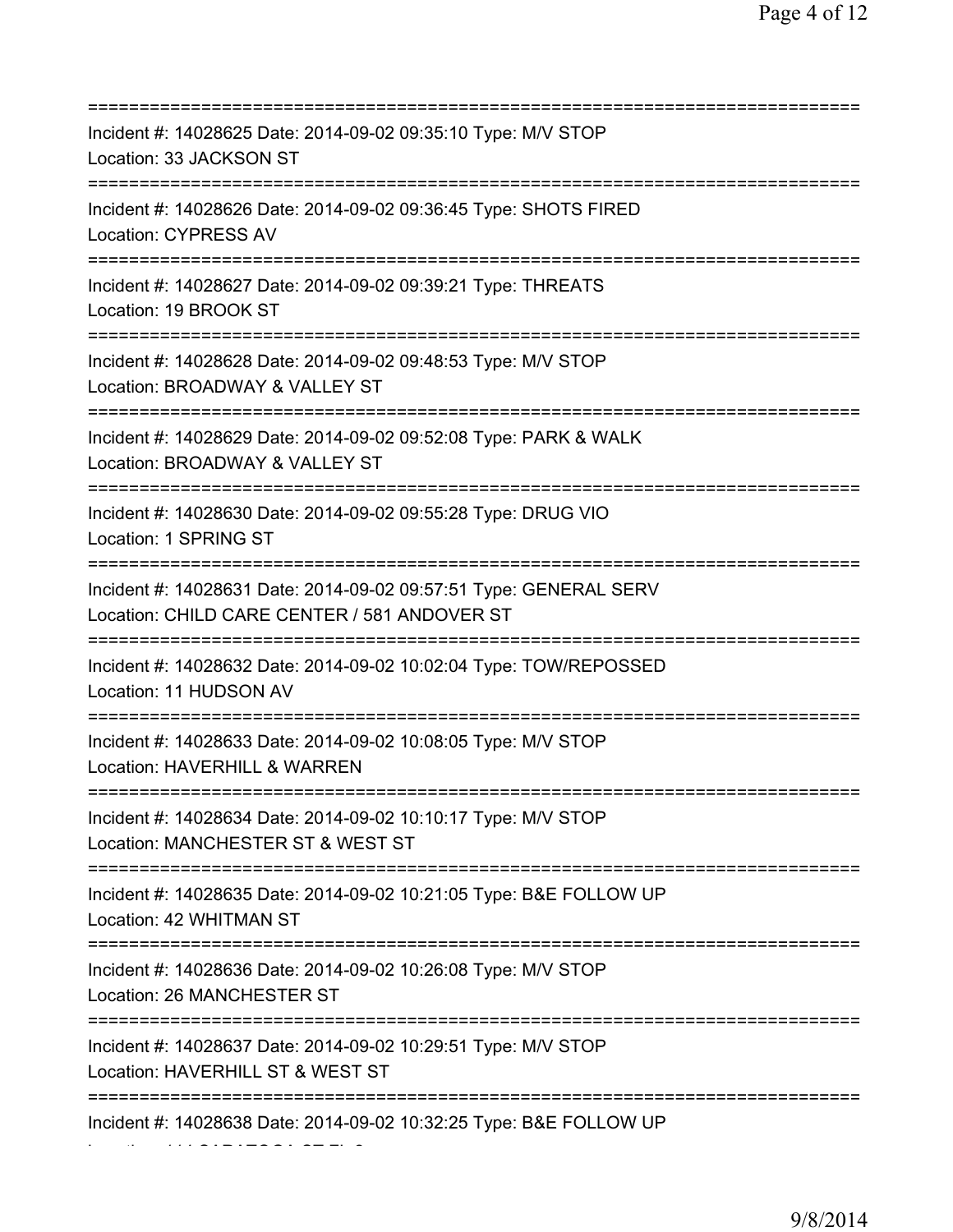===========================================================================
Incident #: 14028625 Date: 2014-09-02 09:35:10 Type: M/V STOP
Location: 33 JACKSON ST
===========================================================================
Incident #: 14028626 Date: 2014-09-02 09:36:45 Type: SHOTS FIRED
Location: CYPRESS AV
===========================================================================
Incident #: 14028627 Date: 2014-09-02 09:39:21 Type: THREATS
Location: 19 BROOK ST
===========================================================================
Incident #: 14028628 Date: 2014-09-02 09:48:53 Type: M/V STOP
Location: BROADWAY & VALLEY ST
===========================================================================
Incident #: 14028629 Date: 2014-09-02 09:52:08 Type: PARK & WALK
Location: BROADWAY & VALLEY ST
===========================================================================
Incident #: 14028630 Date: 2014-09-02 09:55:28 Type: DRUG VIO
Location: 1 SPRING ST
===========================================================================
Incident #: 14028631 Date: 2014-09-02 09:57:51 Type: GENERAL SERV
Location: CHILD CARE CENTER / 581 ANDOVER ST
===========================================================================
Incident #: 14028632 Date: 2014-09-02 10:02:04 Type: TOW/REPOSSED
Location: 11 HUDSON AV
===========================================================================
Incident #: 14028633 Date: 2014-09-02 10:08:05 Type: M/V STOP
Location: HAVERHILL & WARREN
===========================================================================
Incident #: 14028634 Date: 2014-09-02 10:10:17 Type: M/V STOP
Location: MANCHESTER ST & WEST ST
===========================================================================
Incident #: 14028635 Date: 2014-09-02 10:21:05 Type: B&E FOLLOW UP
Location: 42 WHITMAN ST
===========================================================================
Incident #: 14028636 Date: 2014-09-02 10:26:08 Type: M/V STOP
Location: 26 MANCHESTER ST
===========================================================================
Incident #: 14028637 Date: 2014-09-02 10:29:51 Type: M/V STOP
Location: HAVERHILL ST & WEST ST
===========================================================================
Incident #: 14028638 Date: 2014-09-02 10:32:25 Type: B&E FOLLOW UP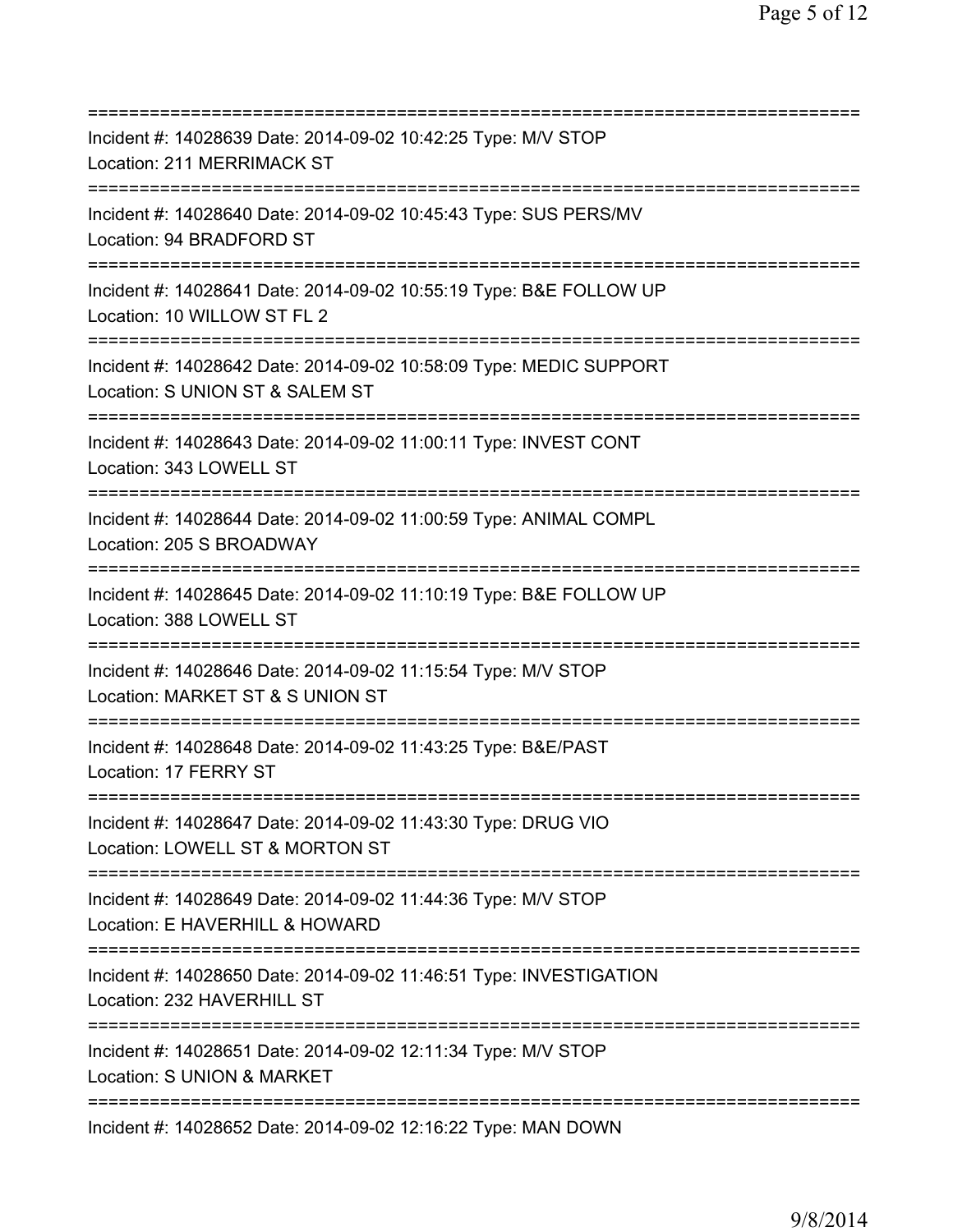===========================================================================
Incident #: 14028639 Date: 2014-09-02 10:42:25 Type: M/V STOP
Location: 211 MERRIMACK ST
===========================================================================
Incident #: 14028640 Date: 2014-09-02 10:45:43 Type: SUS PERS/MV
Location: 94 BRADFORD ST
===========================================================================
Incident #: 14028641 Date: 2014-09-02 10:55:19 Type: B&E FOLLOW UP
Location: 10 WILLOW ST FL 2
===========================================================================
Incident #: 14028642 Date: 2014-09-02 10:58:09 Type: MEDIC SUPPORT
Location: S UNION ST & SALEM ST
===========================================================================
Incident #: 14028643 Date: 2014-09-02 11:00:11 Type: INVEST CONT
Location: 343 LOWELL ST
===========================================================================
Incident #: 14028644 Date: 2014-09-02 11:00:59 Type: ANIMAL COMPL
Location: 205 S BROADWAY
===========================================================================
Incident #: 14028645 Date: 2014-09-02 11:10:19 Type: B&E FOLLOW UP
Location: 388 LOWELL ST
===========================================================================
Incident #: 14028646 Date: 2014-09-02 11:15:54 Type: M/V STOP
Location: MARKET ST & S UNION ST
===========================================================================
Incident #: 14028648 Date: 2014-09-02 11:43:25 Type: B&E/PAST
Location: 17 FERRY ST
===========================================================================
Incident #: 14028647 Date: 2014-09-02 11:43:30 Type: DRUG VIO
Location: LOWELL ST & MORTON ST
===========================================================================
Incident #: 14028649 Date: 2014-09-02 11:44:36 Type: M/V STOP
Location: E HAVERHILL & HOWARD
===========================================================================
Incident #: 14028650 Date: 2014-09-02 11:46:51 Type: INVESTIGATION
Location: 232 HAVERHILL ST
===========================================================================
Incident #: 14028651 Date: 2014-09-02 12:11:34 Type: M/V STOP
Location: S UNION & MARKET
===========================================================================
Incident #: 14028652 Date: 2014-09-02 12:16:22 Type: MAN DOWN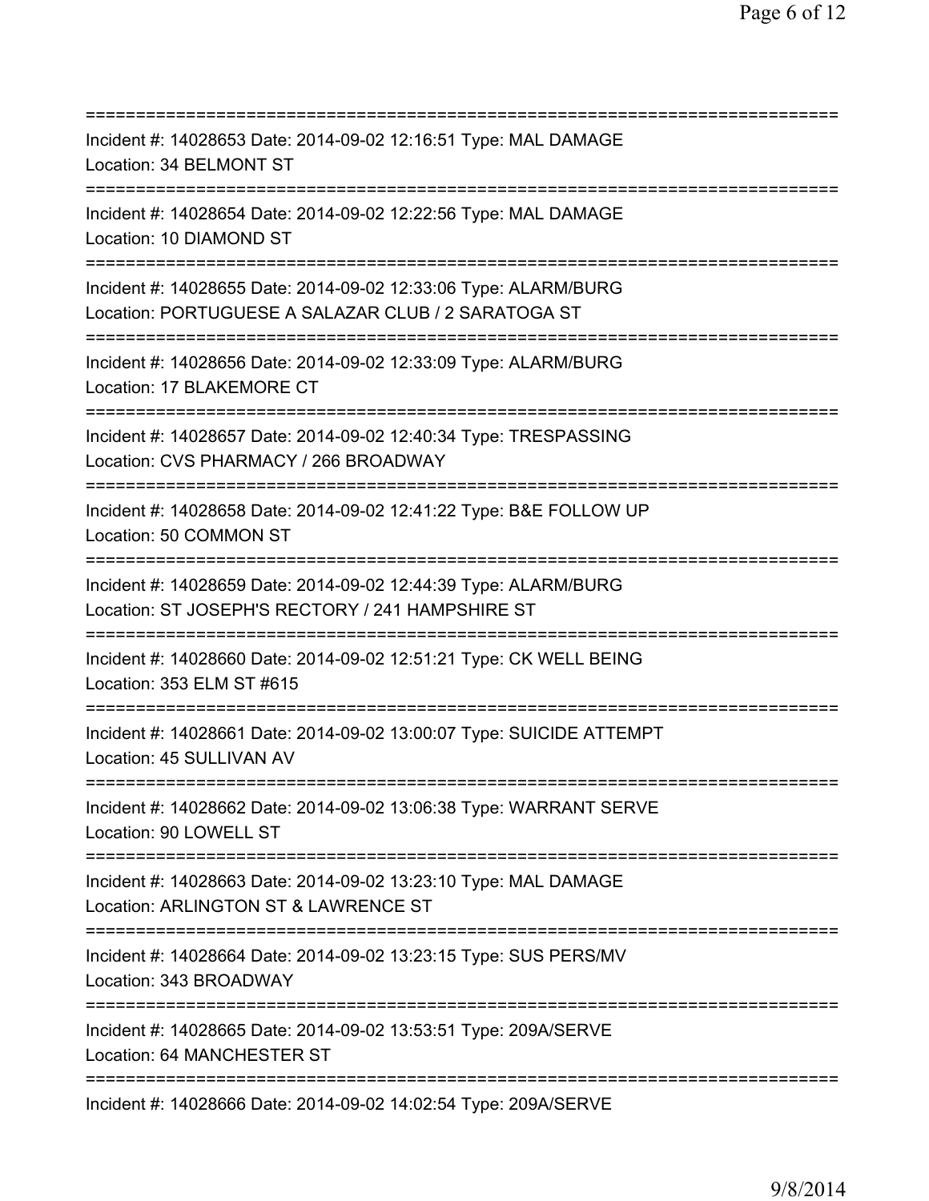===========================================================================

Incident #: 14028653 Date: 2014-09-02 12:16:51 Type: MAL DAMAGE
Location: 34 BELMONT ST

===========================================================================

Incident #: 14028654 Date: 2014-09-02 12:22:56 Type: MAL DAMAGE
Location: 10 DIAMOND ST

===========================================================================

Incident #: 14028655 Date: 2014-09-02 12:33:06 Type: ALARM/BURG
Location: PORTUGUESE A SALAZAR CLUB / 2 SARATOGA ST

===========================================================================

Incident #: 14028656 Date: 2014-09-02 12:33:09 Type: ALARM/BURG
Location: 17 BLAKEMORE CT

===========================================================================

Incident #: 14028657 Date: 2014-09-02 12:40:34 Type: TRESPASSING
Location: CVS PHARMACY / 266 BROADWAY

===========================================================================

Incident #: 14028658 Date: 2014-09-02 12:41:22 Type: B&E FOLLOW UP
Location: 50 COMMON ST

===========================================================================

Incident #: 14028659 Date: 2014-09-02 12:44:39 Type: ALARM/BURG
Location: ST JOSEPH'S RECTORY / 241 HAMPSHIRE ST

===========================================================================

Incident #: 14028660 Date: 2014-09-02 12:51:21 Type: CK WELL BEING
Location: 353 ELM ST #615

===========================================================================

Incident #: 14028661 Date: 2014-09-02 13:00:07 Type: SUICIDE ATTEMPT
Location: 45 SULLIVAN AV

===========================================================================

Incident #: 14028662 Date: 2014-09-02 13:06:38 Type: WARRANT SERVE
Location: 90 LOWELL ST

===========================================================================

Incident #: 14028663 Date: 2014-09-02 13:23:10 Type: MAL DAMAGE
Location: ARLINGTON ST & LAWRENCE ST

===========================================================================

Incident #: 14028664 Date: 2014-09-02 13:23:15 Type: SUS PERS/MV
Location: 343 BROADWAY

===========================================================================

Incident #: 14028665 Date: 2014-09-02 13:53:51 Type: 209A/SERVE
Location: 64 MANCHESTER ST

===========================================================================

Incident #: 14028666 Date: 2014-09-02 14:02:54 Type: 209A/SERVE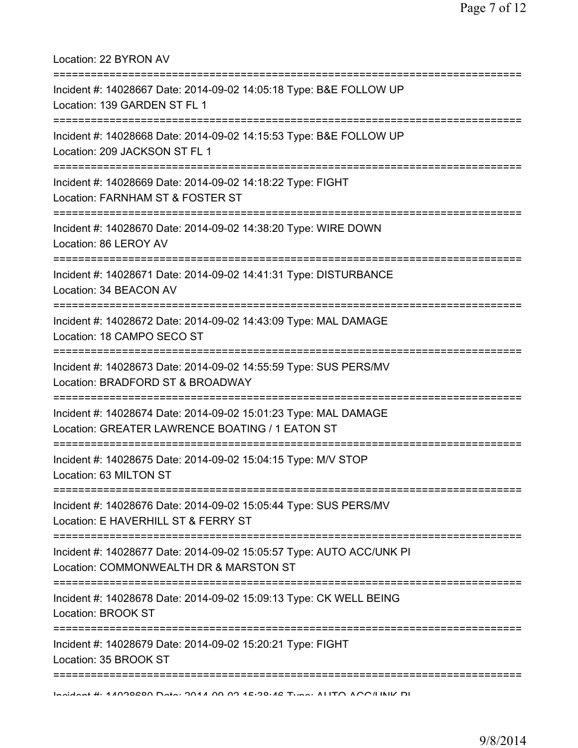Location: 22 BYRON AV

===========================================================================

Incident #: 14028667 Date: 2014-09-02 14:05:18 Type: B&E FOLLOW UP
Location: 139 GARDEN ST FL 1

===========================================================================

Incident #: 14028668 Date: 2014-09-02 14:15:53 Type: B&E FOLLOW UP
Location: 209 JACKSON ST FL 1

===========================================================================

Incident #: 14028669 Date: 2014-09-02 14:18:22 Type: FIGHT
Location: FARNHAM ST & FOSTER ST

===========================================================================

Incident #: 14028670 Date: 2014-09-02 14:38:20 Type: WIRE DOWN
Location: 86 LEROY AV

===========================================================================

Incident #: 14028671 Date: 2014-09-02 14:41:31 Type: DISTURBANCE
Location: 34 BEACON AV

===========================================================================

Incident #: 14028672 Date: 2014-09-02 14:43:09 Type: MAL DAMAGE
Location: 18 CAMPO SECO ST

===========================================================================

Incident #: 14028673 Date: 2014-09-02 14:55:59 Type: SUS PERS/MV
Location: BRADFORD ST & BROADWAY

===========================================================================

Incident #: 14028674 Date: 2014-09-02 15:01:23 Type: MAL DAMAGE
Location: GREATER LAWRENCE BOATING / 1 EATON ST

===========================================================================

Incident #: 14028675 Date: 2014-09-02 15:04:15 Type: M/V STOP
Location: 63 MILTON ST

===========================================================================

Incident #: 14028676 Date: 2014-09-02 15:05:44 Type: SUS PERS/MV
Location: E HAVERHILL ST & FERRY ST

===========================================================================

Incident #: 14028677 Date: 2014-09-02 15:05:57 Type: AUTO ACC/UNK PI
Location: COMMONWEALTH DR & MARSTON ST

===========================================================================

Incident #: 14028678 Date: 2014-09-02 15:09:13 Type: CK WELL BEING
Location: BROOK ST

===========================================================================

Incident #: 14028679 Date: 2014-09-02 15:20:21 Type: FIGHT
Location: 35 BROOK ST

===========================================================================

Incident #: 14028680 Date: 2014-09-02 15:38:46 Type: AUTO ACC/UNK PI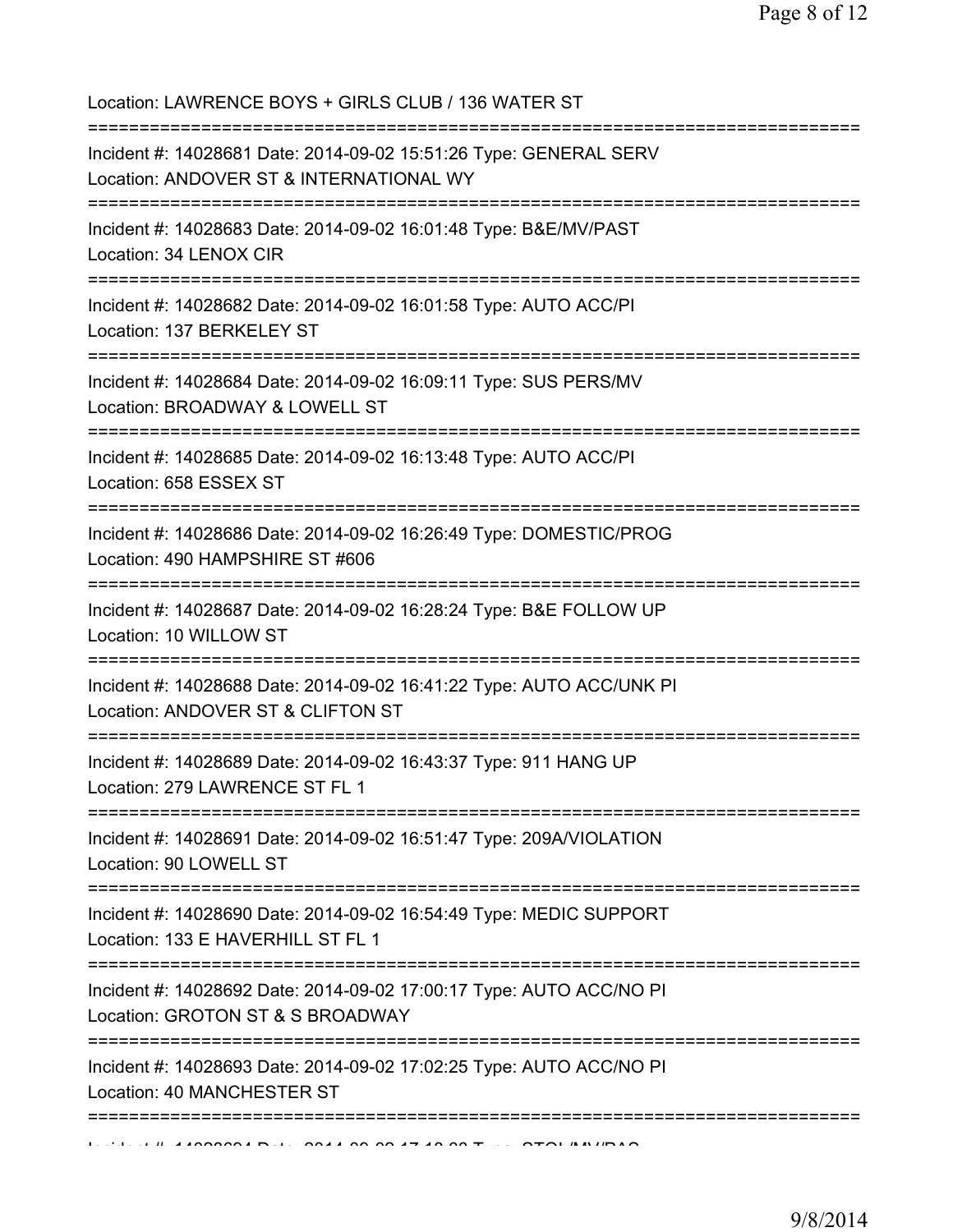Location: LAWRENCE BOYS + GIRLS CLUB / 136 WATER ST

===========================================================================

Incident #: 14028681 Date: 2014-09-02 15:51:26 Type: GENERAL SERV
Location: ANDOVER ST & INTERNATIONAL WY

===========================================================================

Incident #: 14028683 Date: 2014-09-02 16:01:48 Type: B&E/MV/PAST
Location: 34 LENOX CIR

===========================================================================

Incident #: 14028682 Date: 2014-09-02 16:01:58 Type: AUTO ACC/PI
Location: 137 BERKELEY ST

===========================================================================

Incident #: 14028684 Date: 2014-09-02 16:09:11 Type: SUS PERS/MV
Location: BROADWAY & LOWELL ST

===========================================================================

Incident #: 14028685 Date: 2014-09-02 16:13:48 Type: AUTO ACC/PI
Location: 658 ESSEX ST

===========================================================================

Incident #: 14028686 Date: 2014-09-02 16:26:49 Type: DOMESTIC/PROG
Location: 490 HAMPSHIRE ST #606

===========================================================================

Incident #: 14028687 Date: 2014-09-02 16:28:24 Type: B&E FOLLOW UP
Location: 10 WILLOW ST

===========================================================================

Incident #: 14028688 Date: 2014-09-02 16:41:22 Type: AUTO ACC/UNK PI
Location: ANDOVER ST & CLIFTON ST

===========================================================================

Incident #: 14028689 Date: 2014-09-02 16:43:37 Type: 911 HANG UP
Location: 279 LAWRENCE ST FL 1

===========================================================================

Incident #: 14028691 Date: 2014-09-02 16:51:47 Type: 209A/VIOLATION
Location: 90 LOWELL ST

===========================================================================

Incident #: 14028690 Date: 2014-09-02 16:54:49 Type: MEDIC SUPPORT
Location: 133 E HAVERHILL ST FL 1

===========================================================================

Incident #: 14028692 Date: 2014-09-02 17:00:17 Type: AUTO ACC/NO PI
Location: GROTON ST & S BROADWAY

===========================================================================

Incident #: 14028693 Date: 2014-09-02 17:02:25 Type: AUTO ACC/NO PI
Location: 40 MANCHESTER ST

===========================================================================

Incident #: 14028694 Date: 2014-09-02 17:12:08 Type: STOL/MV/PAS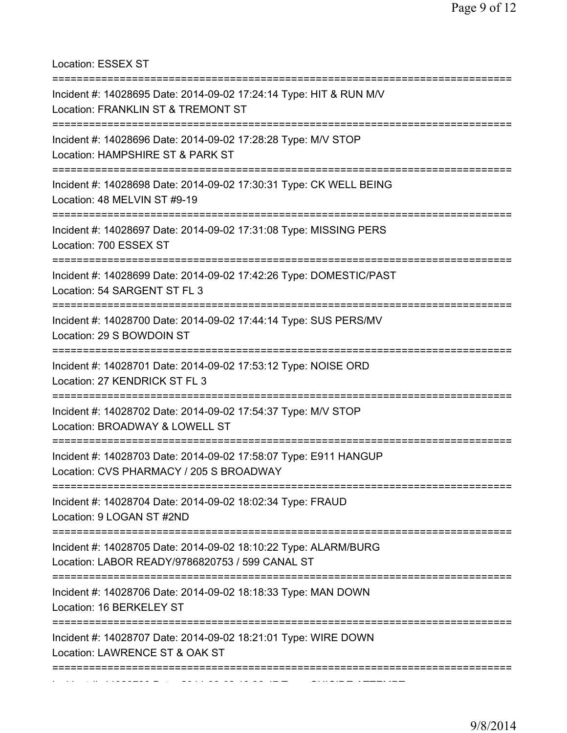Location: ESSEX ST

===========================================================================

Incident #: 14028695 Date: 2014-09-02 17:24:14 Type: HIT & RUN M/V
Location: FRANKLIN ST & TREMONT ST

===========================================================================

Incident #: 14028696 Date: 2014-09-02 17:28:28 Type: M/V STOP
Location: HAMPSHIRE ST & PARK ST

===========================================================================

Incident #: 14028698 Date: 2014-09-02 17:30:31 Type: CK WELL BEING
Location: 48 MELVIN ST #9-19

===========================================================================

Incident #: 14028697 Date: 2014-09-02 17:31:08 Type: MISSING PERS
Location: 700 ESSEX ST

===========================================================================

Incident #: 14028699 Date: 2014-09-02 17:42:26 Type: DOMESTIC/PAST
Location: 54 SARGENT ST FL 3

===========================================================================

Incident #: 14028700 Date: 2014-09-02 17:44:14 Type: SUS PERS/MV
Location: 29 S BOWDOIN ST

===========================================================================

Incident #: 14028701 Date: 2014-09-02 17:53:12 Type: NOISE ORD
Location: 27 KENDRICK ST FL 3

===========================================================================

Incident #: 14028702 Date: 2014-09-02 17:54:37 Type: M/V STOP
Location: BROADWAY & LOWELL ST

===========================================================================

Incident #: 14028703 Date: 2014-09-02 17:58:07 Type: E911 HANGUP
Location: CVS PHARMACY / 205 S BROADWAY

===========================================================================

Incident #: 14028704 Date: 2014-09-02 18:02:34 Type: FRAUD
Location: 9 LOGAN ST #2ND

===========================================================================

Incident #: 14028705 Date: 2014-09-02 18:10:22 Type: ALARM/BURG
Location: LABOR READY/9786820753 / 599 CANAL ST

===========================================================================

Incident #: 14028706 Date: 2014-09-02 18:18:33 Type: MAN DOWN
Location: 16 BERKELEY ST

===========================================================================

Incident #: 14028707 Date: 2014-09-02 18:21:01 Type: WIRE DOWN
Location: LAWRENCE ST & OAK ST

===========================================================================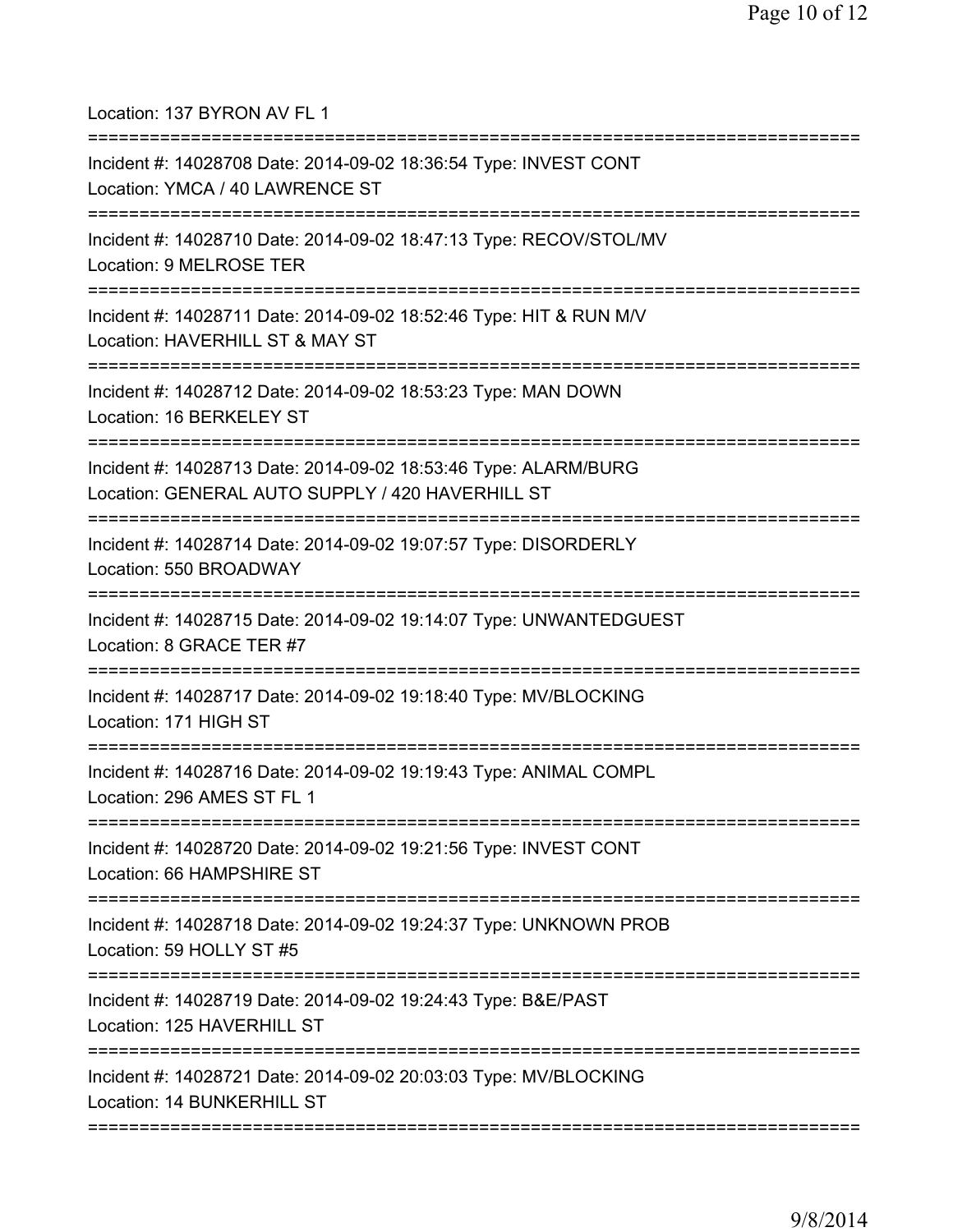Location: 137 BYRON AV FL 1

===========================================================================

Incident #: 14028708 Date: 2014-09-02 18:36:54 Type: INVEST CONT

Location: YMCA / 40 LAWRENCE ST

===========================================================================

Incident #: 14028710 Date: 2014-09-02 18:47:13 Type: RECOV/STOL/MV

Location: 9 MELROSE TER

===========================================================================

Incident #: 14028711 Date: 2014-09-02 18:52:46 Type: HIT & RUN M/V

Location: HAVERHILL ST & MAY ST

===========================================================================

Incident #: 14028712 Date: 2014-09-02 18:53:23 Type: MAN DOWN

Location: 16 BERKELEY ST

===========================================================================

Incident #: 14028713 Date: 2014-09-02 18:53:46 Type: ALARM/BURG

Location: GENERAL AUTO SUPPLY / 420 HAVERHILL ST

===========================================================================

Incident #: 14028714 Date: 2014-09-02 19:07:57 Type: DISORDERLY

Location: 550 BROADWAY

===========================================================================

Incident #: 14028715 Date: 2014-09-02 19:14:07 Type: UNWANTEDGUEST

Location: 8 GRACE TER #7

===========================================================================

Incident #: 14028717 Date: 2014-09-02 19:18:40 Type: MV/BLOCKING

Location: 171 HIGH ST

===========================================================================

Incident #: 14028716 Date: 2014-09-02 19:19:43 Type: ANIMAL COMPL

Location: 296 AMES ST FL 1

===========================================================================

Incident #: 14028720 Date: 2014-09-02 19:21:56 Type: INVEST CONT

Location: 66 HAMPSHIRE ST

===========================================================================

Incident #: 14028718 Date: 2014-09-02 19:24:37 Type: UNKNOWN PROB

Location: 59 HOLLY ST #5

===========================================================================

Incident #: 14028719 Date: 2014-09-02 19:24:43 Type: B&E/PAST

Location: 125 HAVERHILL ST

===========================================================================

Incident #: 14028721 Date: 2014-09-02 20:03:03 Type: MV/BLOCKING

Location: 14 BUNKERHILL ST

===========================================================================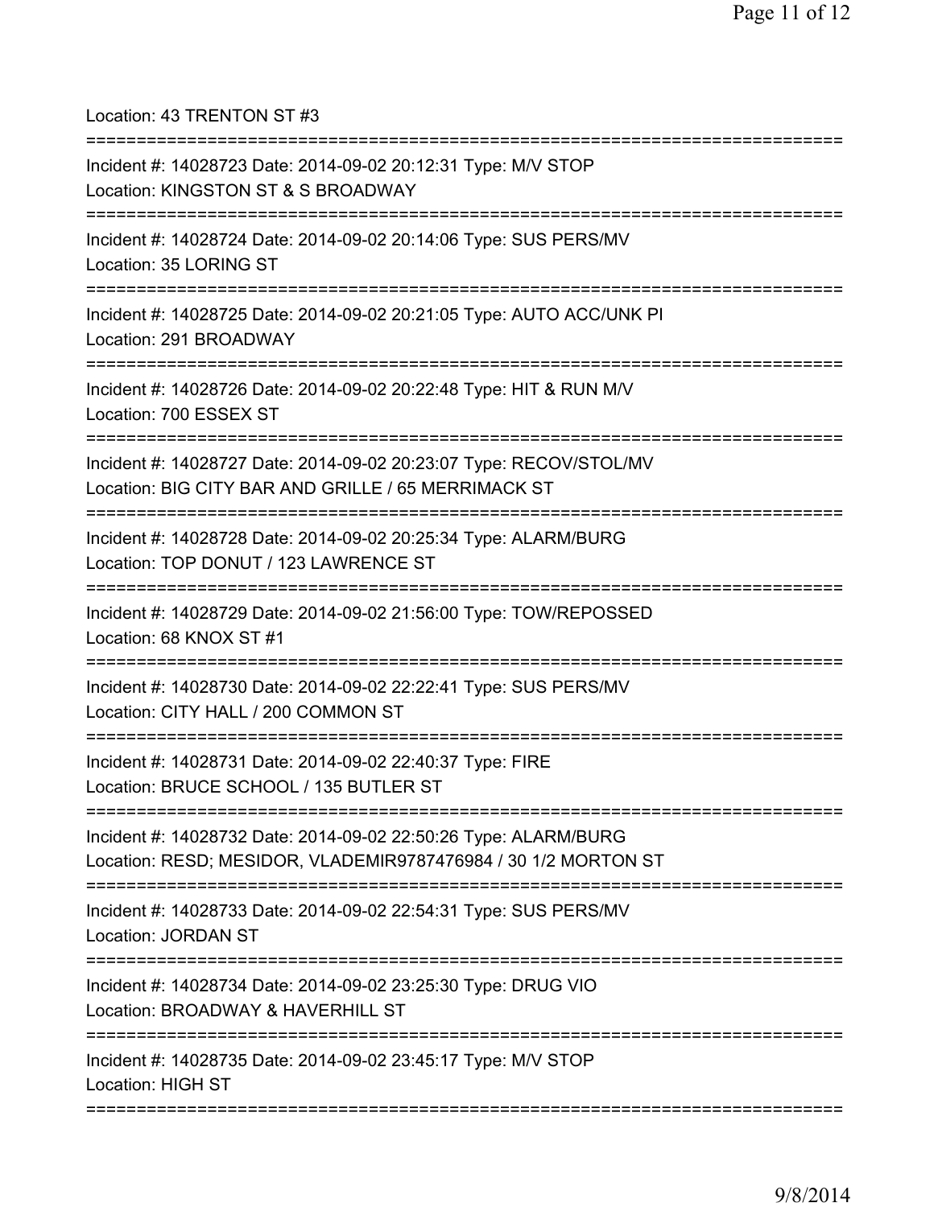Location: 43 TRENTON ST #3

===========================================================================

Incident #: 14028723 Date: 2014-09-02 20:12:31 Type: M/V STOP
Location: KINGSTON ST & S BROADWAY

===========================================================================

Incident #: 14028724 Date: 2014-09-02 20:14:06 Type: SUS PERS/MV
Location: 35 LORING ST

===========================================================================

Incident #: 14028725 Date: 2014-09-02 20:21:05 Type: AUTO ACC/UNK PI
Location: 291 BROADWAY

===========================================================================

Incident #: 14028726 Date: 2014-09-02 20:22:48 Type: HIT & RUN M/V
Location: 700 ESSEX ST

===========================================================================

Incident #: 14028727 Date: 2014-09-02 20:23:07 Type: RECOV/STOL/MV
Location: BIG CITY BAR AND GRILLE / 65 MERRIMACK ST

===========================================================================

Incident #: 14028728 Date: 2014-09-02 20:25:34 Type: ALARM/BURG
Location: TOP DONUT / 123 LAWRENCE ST

===========================================================================

Incident #: 14028729 Date: 2014-09-02 21:56:00 Type: TOW/REPOSSED
Location: 68 KNOX ST #1

===========================================================================

Incident #: 14028730 Date: 2014-09-02 22:22:41 Type: SUS PERS/MV
Location: CITY HALL / 200 COMMON ST

===========================================================================

Incident #: 14028731 Date: 2014-09-02 22:40:37 Type: FIRE
Location: BRUCE SCHOOL / 135 BUTLER ST

===========================================================================

Incident #: 14028732 Date: 2014-09-02 22:50:26 Type: ALARM/BURG
Location: RESD; MESIDOR, VLADEMIR9787476984 / 30 1/2 MORTON ST

===========================================================================

Incident #: 14028733 Date: 2014-09-02 22:54:31 Type: SUS PERS/MV
Location: JORDAN ST

===========================================================================

Incident #: 14028734 Date: 2014-09-02 23:25:30 Type: DRUG VIO
Location: BROADWAY & HAVERHILL ST

===========================================================================

Incident #: 14028735 Date: 2014-09-02 23:45:17 Type: M/V STOP
Location: HIGH ST

===========================================================================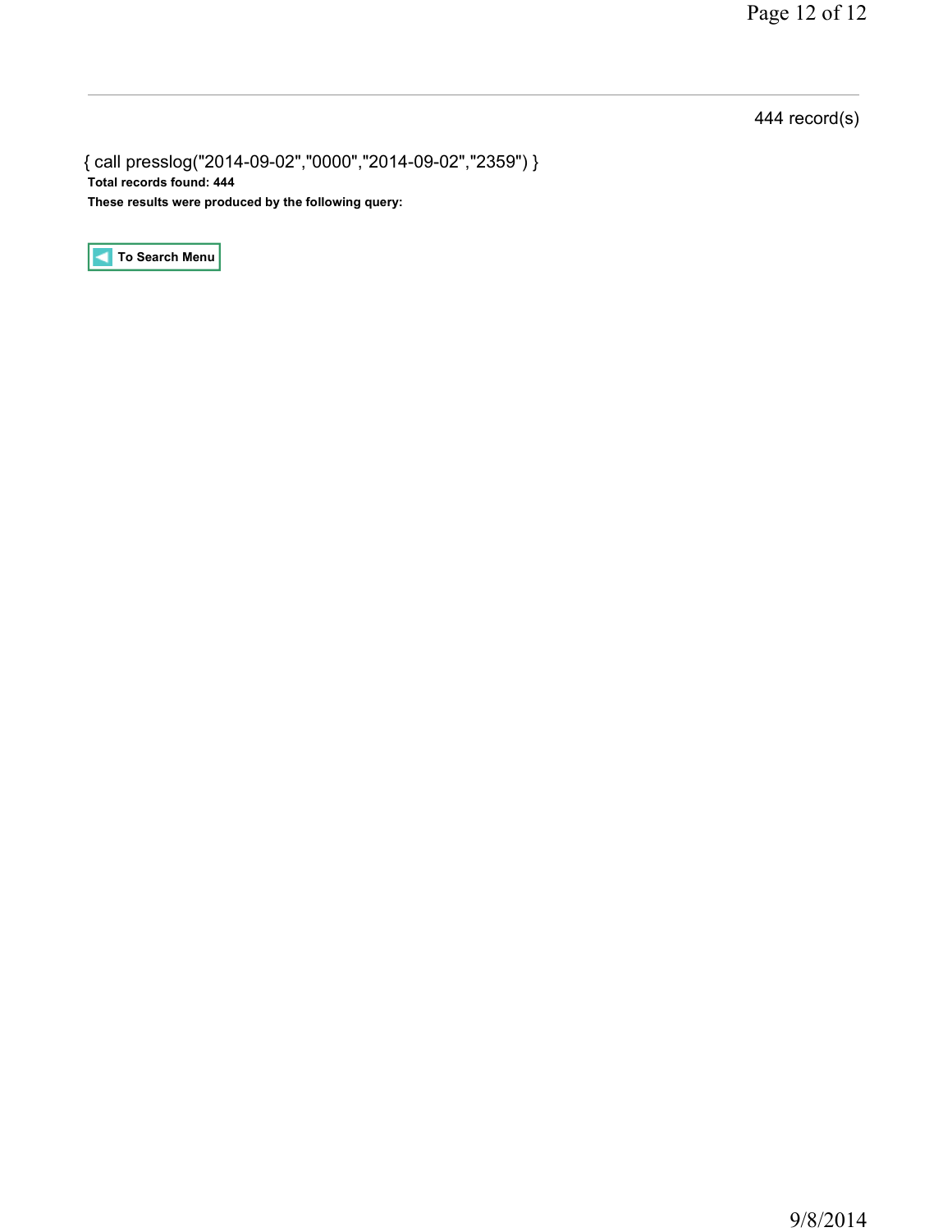444 record(s)

{ call presslog("2014-09-02","0000","2014-09-02","2359") }

**Total records found: 444**

**These results were produced by the following query:**

**To Search Menu**